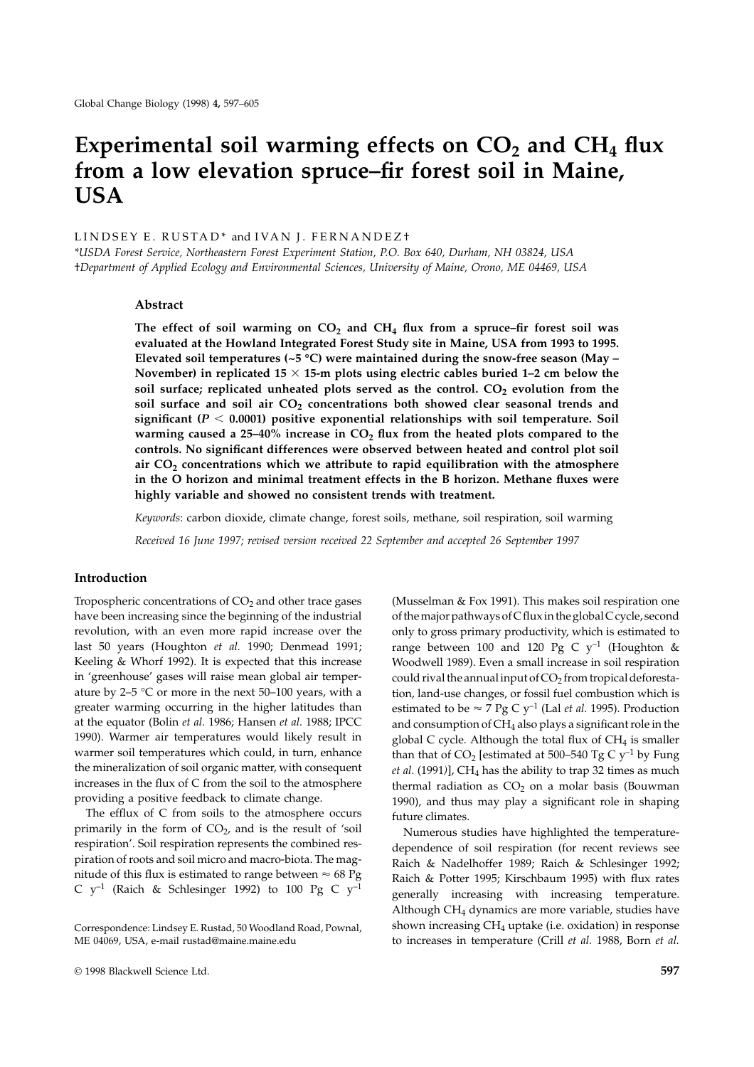# Experimental soil warming effects on $CO_2$ and $CH_4$ flux from a low elevation spruce–fir forest soil in Maine, USA

LINDSEY E. RUSTAD* and IVAN J. FERNANDEZ†

*USDA Forest Service, Northeastern Forest Experiment Station, P.O. Box 640, Durham, NH 03824, USA

†Department of Applied Ecology and Environmental Sciences, University of Maine, Orono, ME 04469, USA

## Abstract

**The effect of soil warming on $CO_2$ and $CH_4$ flux from a spruce–fir forest soil was evaluated at the Howland Integrated Forest Study site in Maine, USA from 1993 to 1995. Elevated soil temperatures (~5 °C) were maintained during the snow-free season (May – November) in replicated 15 × 15-m plots using electric cables buried 1–2 cm below the soil surface; replicated unheated plots served as the control. $CO_2$ evolution from the soil surface and soil air $CO_2$ concentrations both showed clear seasonal trends and significant ($P < 0.0001$) positive exponential relationships with soil temperature. Soil warming caused a 25–40% increase in $CO_2$ flux from the heated plots compared to the controls. No significant differences were observed between heated and control plot soil air $CO_2$ concentrations which we attribute to rapid equilibration with the atmosphere in the O horizon and minimal treatment effects in the B horizon. Methane fluxes were highly variable and showed no consistent trends with treatment.**

*Keywords*: carbon dioxide, climate change, forest soils, methane, soil respiration, soil warming

*Received 16 June 1997; revised version received 22 September and accepted 26 September 1997*

## Introduction

Tropospheric concentrations of $CO_2$ and other trace gases have been increasing since the beginning of the industrial revolution, with an even more rapid increase over the last 50 years (Houghton *et al.* 1990; Denmead 1991; Keeling & Whorf 1992). It is expected that this increase in 'greenhouse' gases will raise mean global air temperature by 2–5 °C or more in the next 50–100 years, with a greater warming occurring in the higher latitudes than at the equator (Bolin *et al.* 1986; Hansen *et al.* 1988; IPCC 1990). Warmer air temperatures would likely result in warmer soil temperatures which could, in turn, enhance the mineralization of soil organic matter, with consequent increases in the flux of C from the soil to the atmosphere providing a positive feedback to climate change.

The efflux of C from soils to the atmosphere occurs primarily in the form of $CO_2$, and is the result of 'soil respiration'. Soil respiration represents the combined respiration of roots and soil micro and macro-biota. The magnitude of this flux is estimated to range between ≈ 68 Pg C $y^{-1}$ (Raich & Schlesinger 1992) to 100 Pg C $y^{-1}$ (Musselman & Fox 1991). This makes soil respiration one of the major pathways of C flux in the global C cycle, second only to gross primary productivity, which is estimated to range between 100 and 120 Pg C $y^{-1}$ (Houghton & Woodwell 1989). Even a small increase in soil respiration could rival the annual input of $CO_2$ from tropical deforestation, land-use changes, or fossil fuel combustion which is estimated to be ≈ 7 Pg C $y^{-1}$ (Lal *et al.* 1995). Production and consumption of $CH_4$ also plays a significant role in the global C cycle. Although the total flux of $CH_4$ is smaller than that of $CO_2$ [estimated at 500–540 Tg C $y^{-1}$ by Fung *et al.* (1991)], $CH_4$ has the ability to trap 32 times as much thermal radiation as $CO_2$ on a molar basis (Bouwman 1990), and thus may play a significant role in shaping future climates.

Numerous studies have highlighted the temperature-dependence of soil respiration (for recent reviews see Raich & Nadelhoffer 1989; Raich & Schlesinger 1992; Raich & Potter 1995; Kirschbaum 1995) with flux rates generally increasing with increasing temperature. Although $CH_4$ dynamics are more variable, studies have shown increasing $CH_4$ uptake (i.e. oxidation) in response to increases in temperature (Crill *et al.* 1988, Born *et al.*

Correspondence: Lindsey E. Rustad, 50 Woodland Road, Pownal, ME 04069, USA, e-mail rustad@maine.maine.edu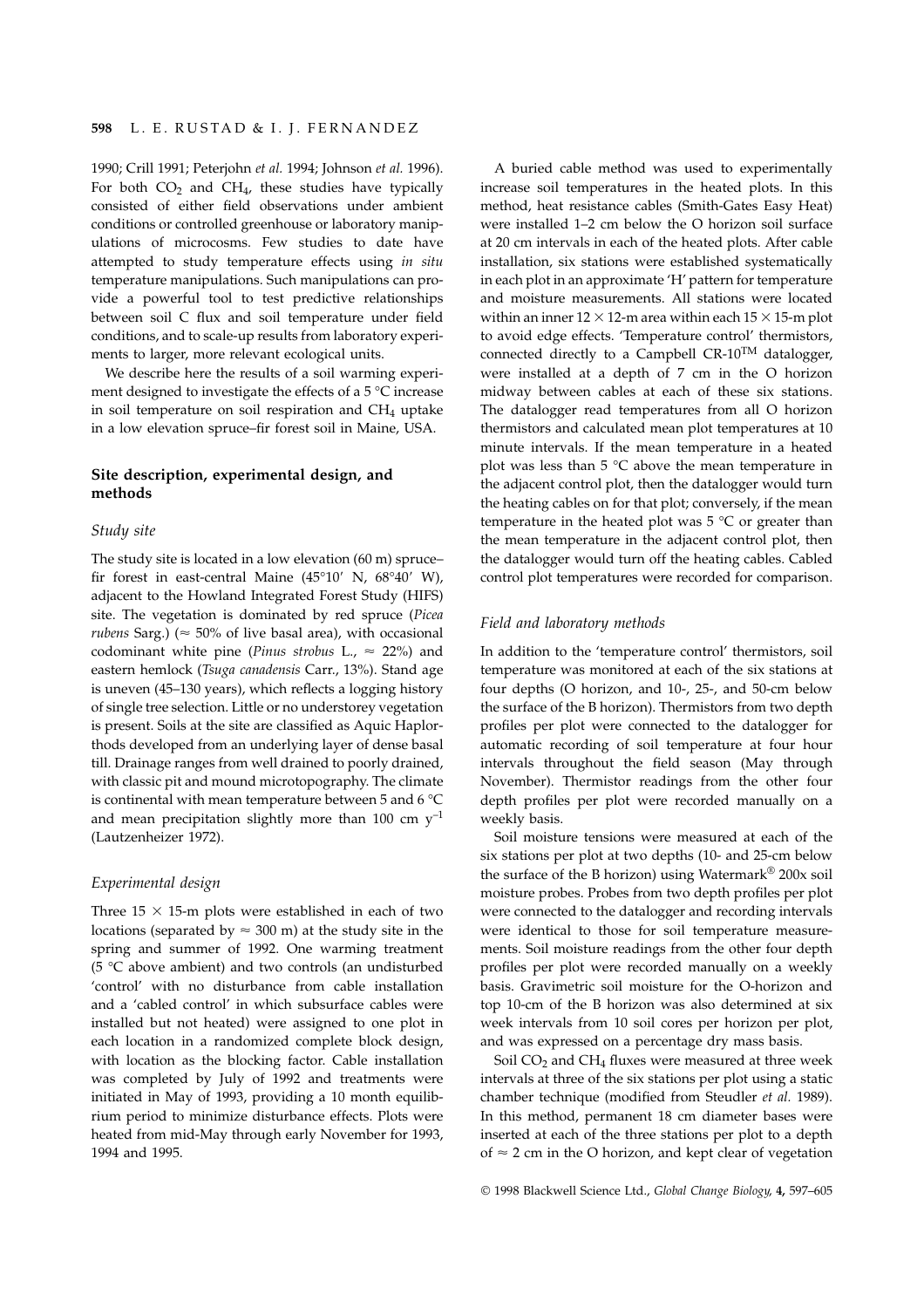1990; Crill 1991; Peterjohn *et al.* 1994; Johnson *et al.* 1996). For both $CO_2$ and $CH_4$, these studies have typically consisted of either field observations under ambient conditions or controlled greenhouse or laboratory manipulations of microcosms. Few studies to date have attempted to study temperature effects using *in situ* temperature manipulations. Such manipulations can provide a powerful tool to test predictive relationships between soil C flux and soil temperature under field conditions, and to scale-up results from laboratory experiments to larger, more relevant ecological units.

We describe here the results of a soil warming experiment designed to investigate the effects of a 5 °C increase in soil temperature on soil respiration and $CH_4$ uptake in a low elevation spruce–fir forest soil in Maine, USA.

## Site description, experimental design, and methods

### Study site

The study site is located in a low elevation (60 m) spruce–fir forest in east-central Maine (45°10′ N, 68°40′ W), adjacent to the Howland Integrated Forest Study (HIFS) site. The vegetation is dominated by red spruce (*Picea rubens* Sarg.) (≈ 50% of live basal area), with occasional codominant white pine (*Pinus strobus* L., ≈ 22%) and eastern hemlock (*Tsuga canadensis* Carr., 13%). Stand age is uneven (45–130 years), which reflects a logging history of single tree selection. Little or no understorey vegetation is present. Soils at the site are classified as Aquic Haplorthods developed from an underlying layer of dense basal till. Drainage ranges from well drained to poorly drained, with classic pit and mound microtopography. The climate is continental with mean temperature between 5 and 6 °C and mean precipitation slightly more than 100 cm $y^{-1}$ (Lautzenheizer 1972).

### Experimental design

Three 15 × 15-m plots were established in each of two locations (separated by ≈ 300 m) at the study site in the spring and summer of 1992. One warming treatment (5 °C above ambient) and two controls (an undisturbed 'control' with no disturbance from cable installation and a 'cabled control' in which subsurface cables were installed but not heated) were assigned to one plot in each location in a randomized complete block design, with location as the blocking factor. Cable installation was completed by July of 1992 and treatments were initiated in May of 1993, providing a 10 month equilibrium period to minimize disturbance effects. Plots were heated from mid-May through early November for 1993, 1994 and 1995.

A buried cable method was used to experimentally increase soil temperatures in the heated plots. In this method, heat resistance cables (Smith-Gates Easy Heat) were installed 1–2 cm below the O horizon soil surface at 20 cm intervals in each of the heated plots. After cable installation, six stations were established systematically in each plot in an approximate 'H' pattern for temperature and moisture measurements. All stations were located within an inner 12 × 12-m area within each 15 × 15-m plot to avoid edge effects. 'Temperature control' thermistors, connected directly to a Campbell CR-10™ datalogger, were installed at a depth of 7 cm in the O horizon midway between cables at each of these six stations. The datalogger read temperatures from all O horizon thermistors and calculated mean plot temperatures at 10 minute intervals. If the mean temperature in a heated plot was less than 5 °C above the mean temperature in the adjacent control plot, then the datalogger would turn the heating cables on for that plot; conversely, if the mean temperature in the heated plot was 5 °C or greater than the mean temperature in the adjacent control plot, then the datalogger would turn off the heating cables. Cabled control plot temperatures were recorded for comparison.

### Field and laboratory methods

In addition to the 'temperature control' thermistors, soil temperature was monitored at each of the six stations at four depths (O horizon, and 10-, 25-, and 50-cm below the surface of the B horizon). Thermistors from two depth profiles per plot were connected to the datalogger for automatic recording of soil temperature at four hour intervals throughout the field season (May through November). Thermistor readings from the other four depth profiles per plot were recorded manually on a weekly basis.

Soil moisture tensions were measured at each of the six stations per plot at two depths (10- and 25-cm below the surface of the B horizon) using Watermark® 200x soil moisture probes. Probes from two depth profiles per plot were connected to the datalogger and recording intervals were identical to those for soil temperature measurements. Soil moisture readings from the other four depth profiles per plot were recorded manually on a weekly basis. Gravimetric soil moisture for the O-horizon and top 10-cm of the B horizon was also determined at six week intervals from 10 soil cores per horizon per plot, and was expressed on a percentage dry mass basis.

Soil $CO_2$ and $CH_4$ fluxes were measured at three week intervals at three of the six stations per plot using a static chamber technique (modified from Steudler *et al.* 1989). In this method, permanent 18 cm diameter bases were inserted at each of the three stations per plot to a depth of ≈ 2 cm in the O horizon, and kept clear of vegetation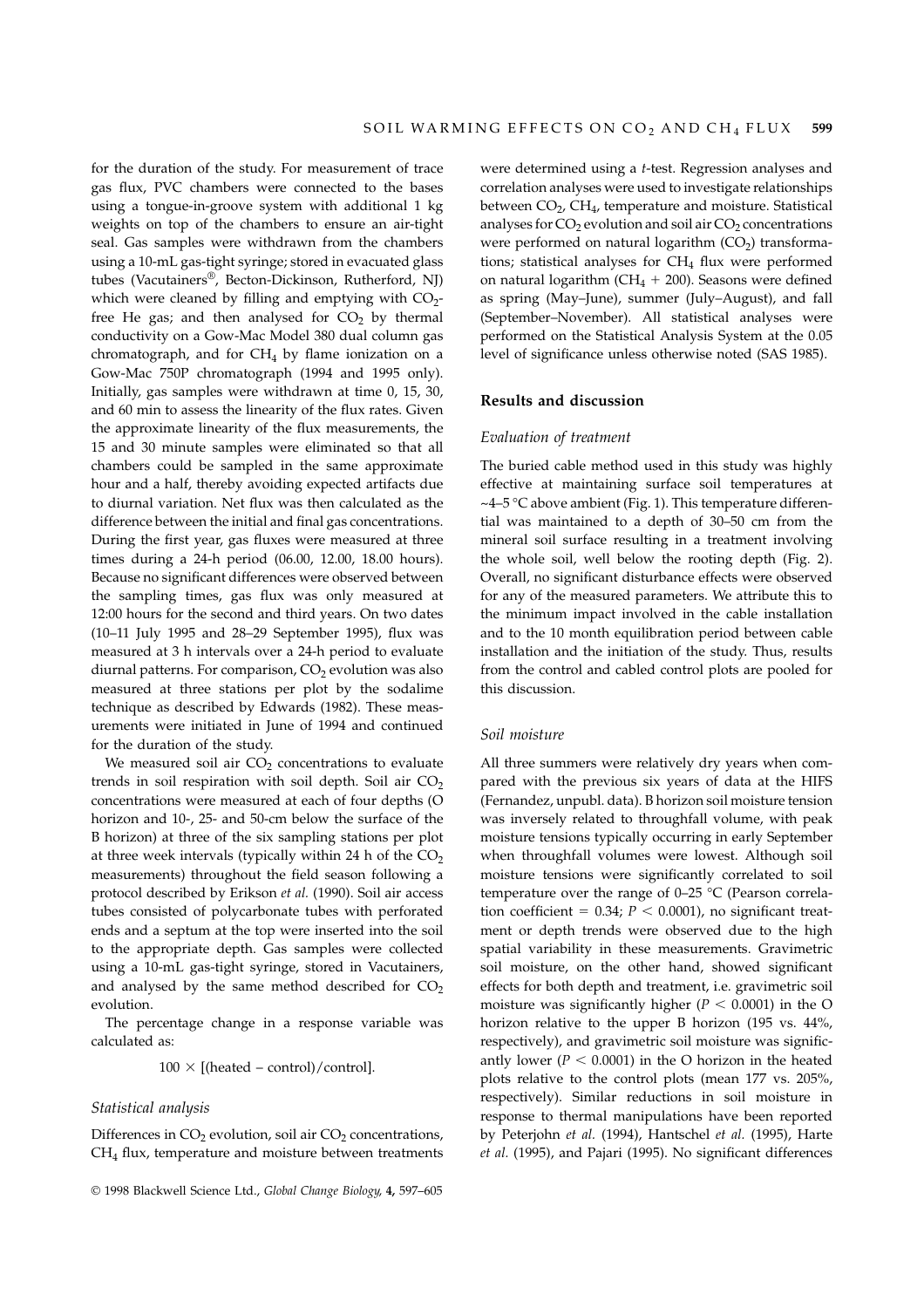for the duration of the study. For measurement of trace gas flux, PVC chambers were connected to the bases using a tongue-in-groove system with additional 1 kg weights on top of the chambers to ensure an air-tight seal. Gas samples were withdrawn from the chambers using a 10-mL gas-tight syringe; stored in evacuated glass tubes (Vacutainers®, Becton-Dickinson, Rutherford, NJ) which were cleaned by filling and emptying with $CO_2$-free He gas; and then analysed for $CO_2$ by thermal conductivity on a Gow-Mac Model 380 dual column gas chromatograph, and for $CH_4$ by flame ionization on a Gow-Mac 750P chromatograph (1994 and 1995 only). Initially, gas samples were withdrawn at time 0, 15, 30, and 60 min to assess the linearity of the flux rates. Given the approximate linearity of the flux measurements, the 15 and 30 minute samples were eliminated so that all chambers could be sampled in the same approximate hour and a half, thereby avoiding expected artifacts due to diurnal variation. Net flux was then calculated as the difference between the initial and final gas concentrations. During the first year, gas fluxes were measured at three times during a 24-h period (06.00, 12.00, 18.00 hours). Because no significant differences were observed between the sampling times, gas flux was only measured at 12:00 hours for the second and third years. On two dates (10–11 July 1995 and 28–29 September 1995), flux was measured at 3 h intervals over a 24-h period to evaluate diurnal patterns. For comparison, $CO_2$ evolution was also measured at three stations per plot by the sodalime technique as described by Edwards (1982). These measurements were initiated in June of 1994 and continued for the duration of the study.

We measured soil air $CO_2$ concentrations to evaluate trends in soil respiration with soil depth. Soil air $CO_2$ concentrations were measured at each of four depths (O horizon and 10-, 25- and 50-cm below the surface of the B horizon) at three of the six sampling stations per plot at three week intervals (typically within 24 h of the $CO_2$ measurements) throughout the field season following a protocol described by Erikson *et al.* (1990). Soil air access tubes consisted of polycarbonate tubes with perforated ends and a septum at the top were inserted into the soil to the appropriate depth. Gas samples were collected using a 10-mL gas-tight syringe, stored in Vacutainers, and analysed by the same method described for $CO_2$ evolution.

The percentage change in a response variable was calculated as:

$$100 \times [(\text{heated} - \text{control})/\text{control}].$$

### Statistical analysis

Differences in $CO_2$ evolution, soil air $CO_2$ concentrations, $CH_4$ flux, temperature and moisture between treatments were determined using a *t*-test. Regression analyses and correlation analyses were used to investigate relationships between $CO_2$, $CH_4$, temperature and moisture. Statistical analyses for $CO_2$ evolution and soil air $CO_2$ concentrations were performed on natural logarithm ($CO_2$) transformations; statistical analyses for $CH_4$ flux were performed on natural logarithm ($CH_4$ + 200). Seasons were defined as spring (May–June), summer (July–August), and fall (September–November). All statistical analyses were performed on the Statistical Analysis System at the 0.05 level of significance unless otherwise noted (SAS 1985).

## Results and discussion

### Evaluation of treatment

The buried cable method used in this study was highly effective at maintaining surface soil temperatures at ~4–5 °C above ambient (Fig. 1). This temperature differential was maintained to a depth of 30–50 cm from the mineral soil surface resulting in a treatment involving the whole soil, well below the rooting depth (Fig. 2). Overall, no significant disturbance effects were observed for any of the measured parameters. We attribute this to the minimum impact involved in the cable installation and to the 10 month equilibration period between cable installation and the initiation of the study. Thus, results from the control and cabled control plots are pooled for this discussion.

### Soil moisture

All three summers were relatively dry years when compared with the previous six years of data at the HIFS (Fernandez, unpubl. data). B horizon soil moisture tension was inversely related to throughfall volume, with peak moisture tensions typically occurring in early September when throughfall volumes were lowest. Although soil moisture tensions were significantly correlated to soil temperature over the range of 0–25 °C (Pearson correlation coefficient = 0.34; $P < 0.0001$), no significant treatment or depth trends were observed due to the high spatial variability in these measurements. Gravimetric soil moisture, on the other hand, showed significant effects for both depth and treatment, i.e. gravimetric soil moisture was significantly higher ($P < 0.0001$) in the O horizon relative to the upper B horizon (195 vs. 44%, respectively), and gravimetric soil moisture was significantly lower ($P < 0.0001$) in the O horizon in the heated plots relative to the control plots (mean 177 vs. 205%, respectively). Similar reductions in soil moisture in response to thermal manipulations have been reported by Peterjohn *et al.* (1994), Hantschel *et al.* (1995), Harte *et al.* (1995), and Pajari (1995). No significant differences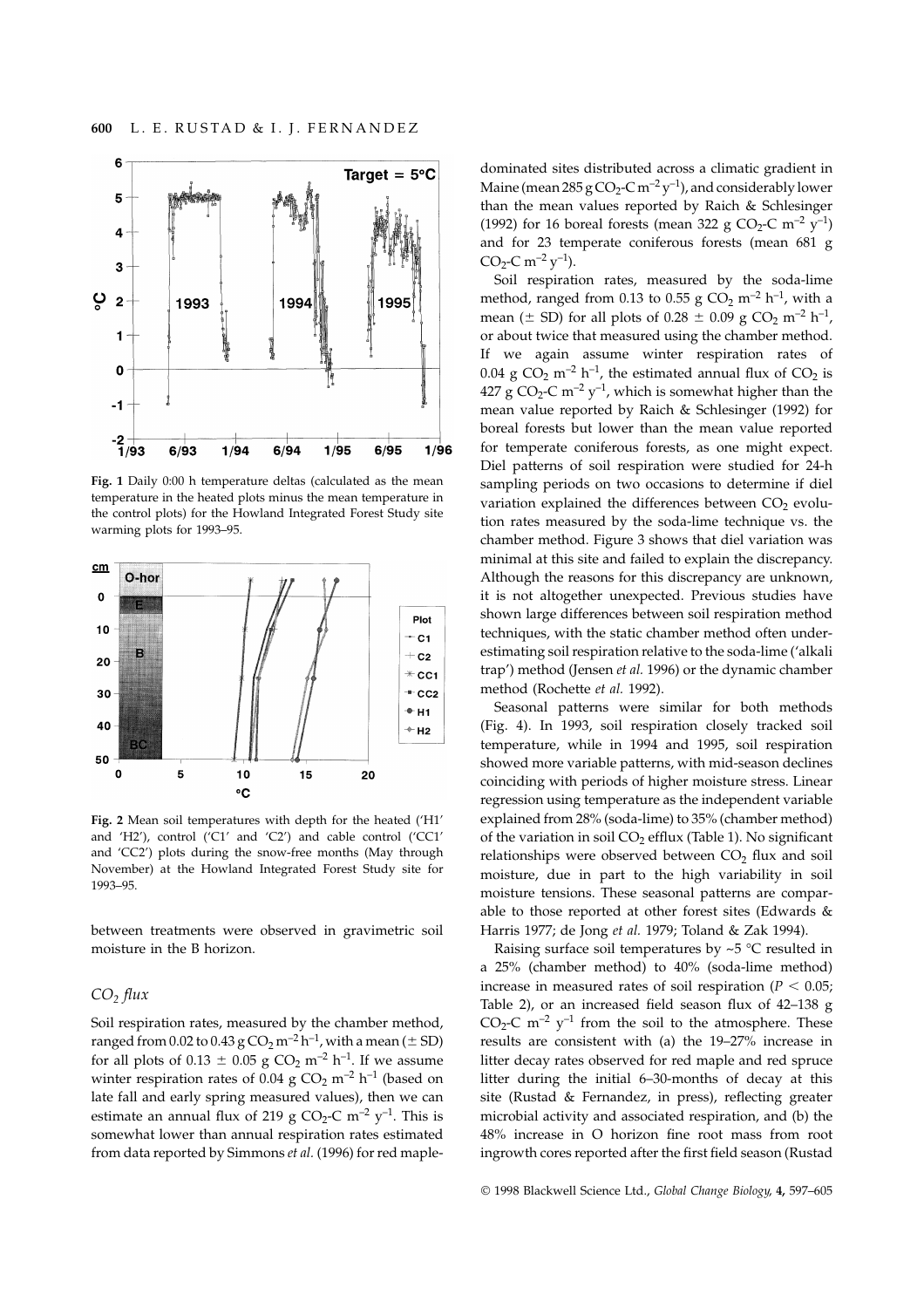Fig. 1 Daily 0:00 h temperature deltas (calculated as the mean temperature in the heated plots minus the mean temperature in the control plots) for the Howland Integrated Forest Study site warming plots for 1993–95.

Fig. 2 Mean soil temperatures with depth for the heated ('H1' and 'H2'), control ('C1' and 'C2') and cable control ('CC1' and 'CC2') plots during the snow-free months (May through November) at the Howland Integrated Forest Study site for 1993–95.

between treatments were observed in gravimetric soil moisture in the B horizon.

## $CO_2$ flux

Soil respiration rates, measured by the chamber method, ranged from 0.02 to 0.43 g $CO_2$ $m^{-2}$ $h^{-1}$, with a mean (± SD) for all plots of 0.13 ± 0.05 g $CO_2$ $m^{-2}$ $h^{-1}$. If we assume winter respiration rates of 0.04 g $CO_2$ $m^{-2}$ $h^{-1}$ (based on late fall and early spring measured values), then we can estimate an annual flux of 219 g $CO_2$-C $m^{-2}$ $y^{-1}$. This is somewhat lower than annual respiration rates estimated from data reported by Simmons *et al.* (1996) for red maple-dominated sites distributed across a climatic gradient in Maine (mean 285 g $CO_2$-C $m^{-2}$ $y^{-1}$), and considerably lower than the mean values reported by Raich & Schlesinger (1992) for 16 boreal forests (mean 322 g $CO_2$-C $m^{-2}$ $y^{-1}$) and for 23 temperate coniferous forests (mean 681 g $CO_2$-C $m^{-2}$ $y^{-1}$).

Soil respiration rates, measured by the soda-lime method, ranged from 0.13 to 0.55 g $CO_2$ $m^{-2}$ $h^{-1}$, with a mean (± SD) for all plots of 0.28 ± 0.09 g $CO_2$ $m^{-2}$ $h^{-1}$, or about twice that measured using the chamber method. If we again assume winter respiration rates of 0.04 g $CO_2$ $m^{-2}$ $h^{-1}$, the estimated annual flux of $CO_2$ is 427 g $CO_2$-C $m^{-2}$ $y^{-1}$, which is somewhat higher than the mean value reported by Raich & Schlesinger (1992) for boreal forests but lower than the mean value reported for temperate coniferous forests, as one might expect. Diel patterns of soil respiration were studied for 24-h sampling periods on two occasions to determine if diel variation explained the differences between $CO_2$ evolution rates measured by the soda-lime technique vs. the chamber method. Figure 3 shows that diel variation was minimal at this site and failed to explain the discrepancy. Although the reasons for this discrepancy are unknown, it is not altogether unexpected. Previous studies have shown large differences between soil respiration method techniques, with the static chamber method often underestimating soil respiration relative to the soda-lime ('alkali trap') method (Jensen *et al.* 1996) or the dynamic chamber method (Rochette *et al.* 1992).

Seasonal patterns were similar for both methods (Fig. 4). In 1993, soil respiration closely tracked soil temperature, while in 1994 and 1995, soil respiration showed more variable patterns, with mid-season declines coinciding with periods of higher moisture stress. Linear regression using temperature as the independent variable explained from 28% (soda-lime) to 35% (chamber method) of the variation in soil $CO_2$ efflux (Table 1). No significant relationships were observed between $CO_2$ flux and soil moisture, due in part to the high variability in soil moisture tensions. These seasonal patterns are comparable to those reported at other forest sites (Edwards & Harris 1977; de Jong *et al.* 1979; Toland & Zak 1994).

Raising surface soil temperatures by ~5 °C resulted in a 25% (chamber method) to 40% (soda-lime method) increase in measured rates of soil respiration ($P < 0.05$; Table 2), or an increased field season flux of 42–138 g $CO_2$-C $m^{-2}$ $y^{-1}$ from the soil to the atmosphere. These results are consistent with (a) the 19–27% increase in litter decay rates observed for red maple and red spruce litter during the initial 6–30-months of decay at this site (Rustad & Fernandez, in press), reflecting greater microbial activity and associated respiration, and (b) the 48% increase in O horizon fine root mass from root ingrowth cores reported after the first field season (Rustad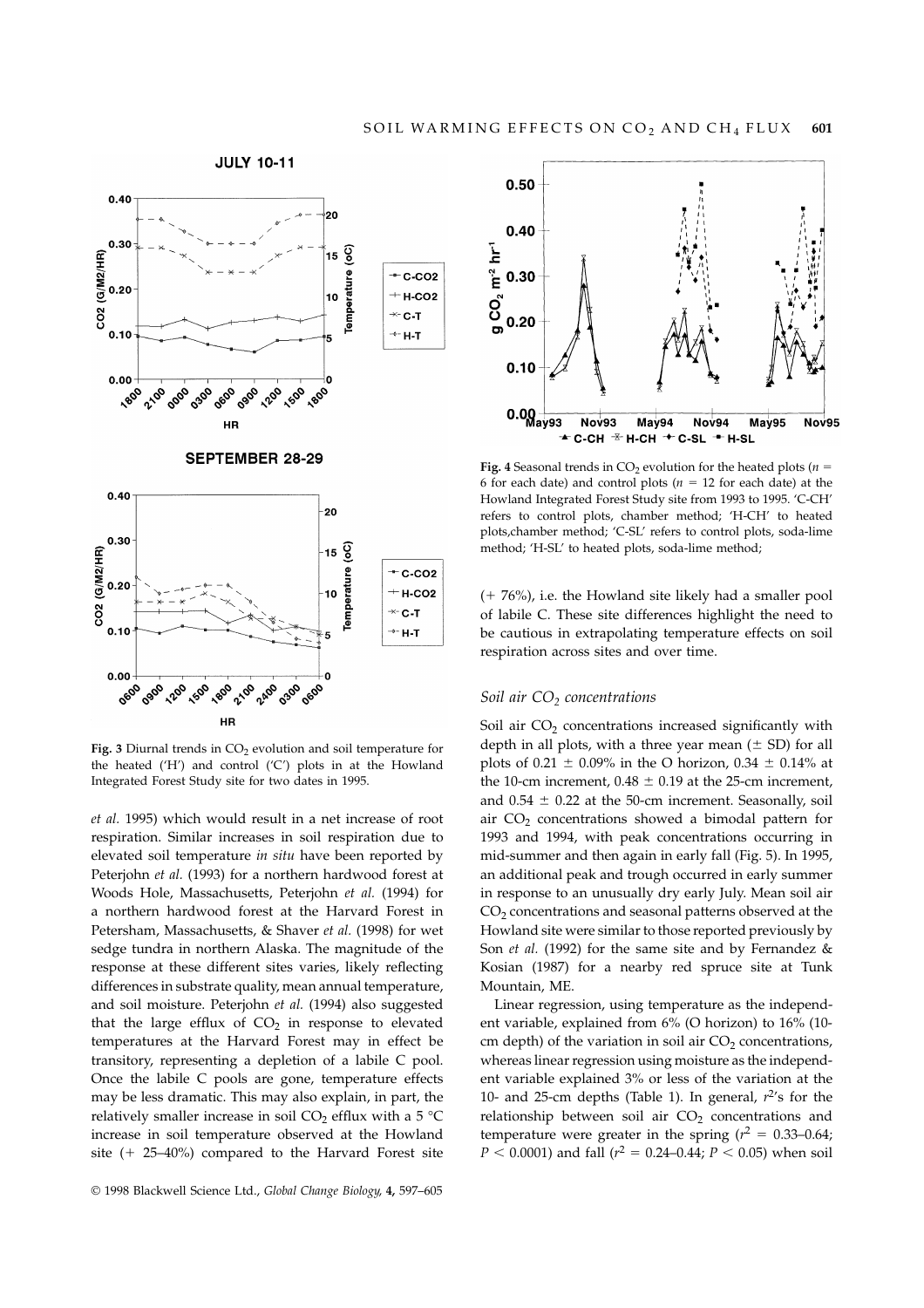**Fig. 3** Diurnal trends in $CO_2$ evolution and soil temperature for the heated ('H') and control ('C') plots in at the Howland Integrated Forest Study site for two dates in 1995.

*et al.* 1995) which would result in a net increase of root respiration. Similar increases in soil respiration due to elevated soil temperature *in situ* have been reported by Peterjohn *et al.* (1993) for a northern hardwood forest at Woods Hole, Massachusetts, Peterjohn *et al.* (1994) for a northern hardwood forest at the Harvard Forest in Petersham, Massachusetts, & Shaver *et al.* (1998) for wet sedge tundra in northern Alaska. The magnitude of the response at these different sites varies, likely reflecting differences in substrate quality, mean annual temperature, and soil moisture. Peterjohn *et al.* (1994) also suggested that the large efflux of $CO_2$ in response to elevated temperatures at the Harvard Forest may in effect be transitory, representing a depletion of a labile C pool. Once the labile C pools are gone, temperature effects may be less dramatic. This may also explain, in part, the relatively smaller increase in soil $CO_2$ efflux with a 5 °C increase in soil temperature observed at the Howland site (+ 25–40%) compared to the Harvard Forest site

**Fig. 4** Seasonal trends in $CO_2$ evolution for the heated plots ($n$ = 6 for each date) and control plots ($n$ = 12 for each date) at the Howland Integrated Forest Study site from 1993 to 1995. 'C-CH' refers to control plots, chamber method; 'H-CH' to heated plots,chamber method; 'C-SL' refers to control plots, soda-lime method; 'H-SL' to heated plots, soda-lime method;

(+ 76%), i.e. the Howland site likely had a smaller pool of labile C. These site differences highlight the need to be cautious in extrapolating temperature effects on soil respiration across sites and over time.

### *Soil air $CO_2$ concentrations*

Soil air $CO_2$ concentrations increased significantly with depth in all plots, with a three year mean (± SD) for all plots of 0.21 ± 0.09% in the O horizon, 0.34 ± 0.14% at the 10-cm increment, 0.48 ± 0.19 at the 25-cm increment, and 0.54 ± 0.22 at the 50-cm increment. Seasonally, soil air $CO_2$ concentrations showed a bimodal pattern for 1993 and 1994, with peak concentrations occurring in mid-summer and then again in early fall (Fig. 5). In 1995, an additional peak and trough occurred in early summer in response to an unusually dry early July. Mean soil air $CO_2$ concentrations and seasonal patterns observed at the Howland site were similar to those reported previously by Son *et al.* (1992) for the same site and by Fernandez & Kosian (1987) for a nearby red spruce site at Tunk Mountain, ME.

Linear regression, using temperature as the independent variable, explained from 6% (O horizon) to 16% (10-cm depth) of the variation in soil air $CO_2$ concentrations, whereas linear regression using moisture as the independent variable explained 3% or less of the variation at the 10- and 25-cm depths (Table 1). In general, $r^2$'s for the relationship between soil air $CO_2$ concentrations and temperature were greater in the spring ($r^2$ = 0.33–0.64; $P$ < 0.0001) and fall ($r^2$ = 0.24–0.44; $P$ < 0.05) when soil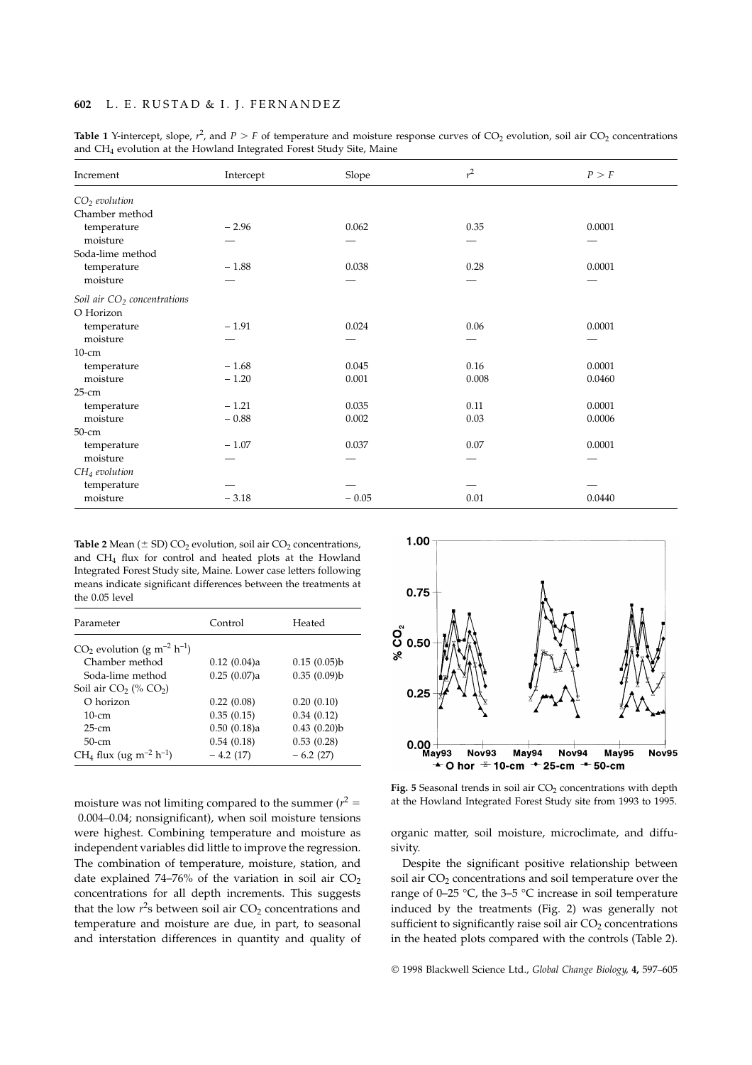**Table 1** Y-intercept, slope, $r^2$, and $P > F$ of temperature and moisture response curves of $CO_2$ evolution, soil air $CO_2$ concentrations and $CH_4$ evolution at the Howland Integrated Forest Study Site, Maine

| Increment | Intercept | Slope | $r^2$ | $P > F$ |
|---|---|---|---|---|
| *$CO_2$ evolution* | | | | |
| Chamber method | | | | |
| temperature | − 2.96 | 0.062 | 0.35 | 0.0001 |
| moisture | — | — | — | — |
| Soda-lime method | | | | |
| temperature | − 1.88 | 0.038 | 0.28 | 0.0001 |
| moisture | — | — | — | — |
| *Soil air $CO_2$ concentrations* | | | | |
| O Horizon | | | | |
| temperature | − 1.91 | 0.024 | 0.06 | 0.0001 |
| moisture | — | — | — | — |
| 10-cm | | | | |
| temperature | − 1.68 | 0.045 | 0.16 | 0.0001 |
| moisture | − 1.20 | 0.001 | 0.008 | 0.0460 |
| 25-cm | | | | |
| temperature | − 1.21 | 0.035 | 0.11 | 0.0001 |
| moisture | − 0.88 | 0.002 | 0.03 | 0.0006 |
| 50-cm | | | | |
| temperature | − 1.07 | 0.037 | 0.07 | 0.0001 |
| moisture | — | — | — | — |
| *$CH_4$ evolution* | | | | |
| temperature | — | — | — | — |
| moisture | − 3.18 | − 0.05 | 0.01 | 0.0440 |

**Table 2** Mean (± SD) $CO_2$ evolution, soil air $CO_2$ concentrations, and $CH_4$ flux for control and heated plots at the Howland Integrated Forest Study site, Maine. Lower case letters following means indicate significant differences between the treatments at the 0.05 level

| Parameter | Control | Heated |
|---|---|---|
| $CO_2$ evolution (g $m^{-2}$ $h^{-1}$) | | |
| Chamber method | 0.12 (0.04)a | 0.15 (0.05)b |
| Soda-lime method | 0.25 (0.07)a | 0.35 (0.09)b |
| Soil air $CO_2$ (% $CO_2$) | | |
| O horizon | 0.22 (0.08) | 0.20 (0.10) |
| 10-cm | 0.35 (0.15) | 0.34 (0.12) |
| 25-cm | 0.50 (0.18)a | 0.43 (0.20)b |
| 50-cm | 0.54 (0.18) | 0.53 (0.28) |
| $CH_4$ flux (ug $m^{-2}$ $h^{-1}$) | − 4.2 (17) | − 6.2 (27) |

moisture was not limiting compared to the summer ($r^2$ = 0.004–0.04; nonsignificant), when soil moisture tensions were highest. Combining temperature and moisture as independent variables did little to improve the regression. The combination of temperature, moisture, station, and date explained 74–76% of the variation in soil air $CO_2$ concentrations for all depth increments. This suggests that the low $r^2$s between soil air $CO_2$ concentrations and temperature and moisture are due, in part, to seasonal and interstation differences in quantity and quality of organic matter, soil moisture, microclimate, and diffusivity.

**Fig. 5** Seasonal trends in soil air $CO_2$ concentrations with depth at the Howland Integrated Forest Study site from 1993 to 1995.

Despite the significant positive relationship between soil air $CO_2$ concentrations and soil temperature over the range of 0–25 °C, the 3–5 °C increase in soil temperature induced by the treatments (Fig. 2) was generally not sufficient to significantly raise soil air $CO_2$ concentrations in the heated plots compared with the controls (Table 2).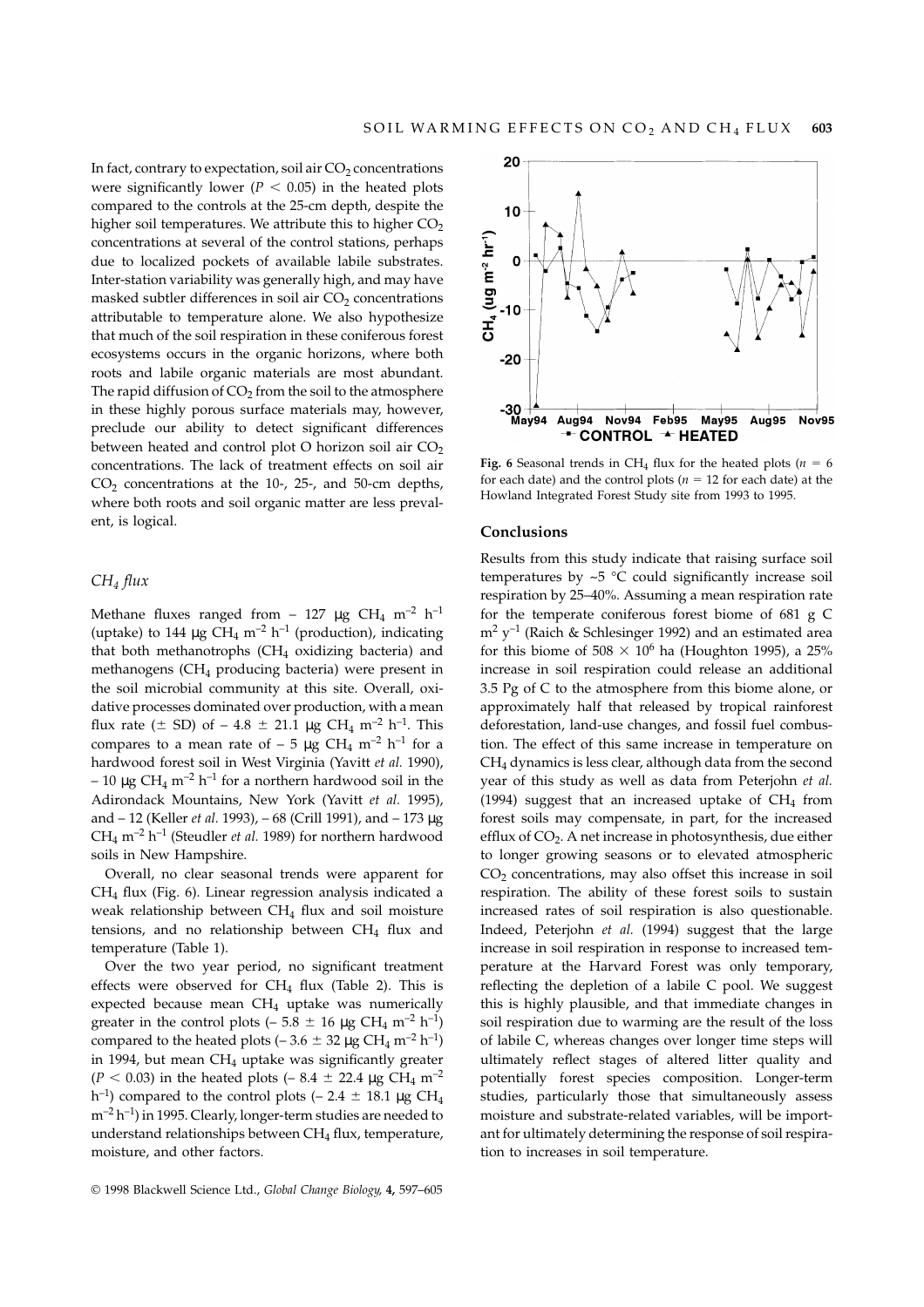In fact, contrary to expectation, soil air $CO_2$ concentrations were significantly lower ($P < 0.05$) in the heated plots compared to the controls at the 25-cm depth, despite the higher soil temperatures. We attribute this to higher $CO_2$ concentrations at several of the control stations, perhaps due to localized pockets of available labile substrates. Inter-station variability was generally high, and may have masked subtler differences in soil air $CO_2$ concentrations attributable to temperature alone. We also hypothesize that much of the soil respiration in these coniferous forest ecosystems occurs in the organic horizons, where both roots and labile organic materials are most abundant. The rapid diffusion of $CO_2$ from the soil to the atmosphere in these highly porous surface materials may, however, preclude our ability to detect significant differences between heated and control plot O horizon soil air $CO_2$ concentrations. The lack of treatment effects on soil air $CO_2$ concentrations at the 10-, 25-, and 50-cm depths, where both roots and soil organic matter are less prevalent, is logical.

### *$CH_4$ flux*

Methane fluxes ranged from – 127 μg $CH_4$ $m^{-2}$ $h^{-1}$ (uptake) to 144 μg $CH_4$ $m^{-2}$ $h^{-1}$ (production), indicating that both methanotrophs ($CH_4$ oxidizing bacteria) and methanogens ($CH_4$ producing bacteria) were present in the soil microbial community at this site. Overall, oxidative processes dominated over production, with a mean flux rate (± SD) of – 4.8 ± 21.1 μg $CH_4$ $m^{-2}$ $h^{-1}$. This compares to a mean rate of – 5 μg $CH_4$ $m^{-2}$ $h^{-1}$ for a hardwood forest soil in West Virginia (Yavitt *et al.* 1990), – 10 μg $CH_4$ $m^{-2}$ $h^{-1}$ for a northern hardwood soil in the Adirondack Mountains, New York (Yavitt *et al.* 1995), and – 12 (Keller *et al.* 1993), – 68 (Crill 1991), and – 173 μg $CH_4$ $m^{-2}$ $h^{-1}$ (Steudler *et al.* 1989) for northern hardwood soils in New Hampshire.

Overall, no clear seasonal trends were apparent for $CH_4$ flux (Fig. 6). Linear regression analysis indicated a weak relationship between $CH_4$ flux and soil moisture tensions, and no relationship between $CH_4$ flux and temperature (Table 1).

Over the two year period, no significant treatment effects were observed for $CH_4$ flux (Table 2). This is expected because mean $CH_4$ uptake was numerically greater in the control plots (– 5.8 ± 16 μg $CH_4$ $m^{-2}$ $h^{-1}$) compared to the heated plots (– 3.6 ± 32 μg $CH_4$ $m^{-2}$ $h^{-1}$) in 1994, but mean $CH_4$ uptake was significantly greater ($P < 0.03$) in the heated plots (– 8.4 ± 22.4 μg $CH_4$ $m^{-2}$ $h^{-1}$) compared to the control plots (– 2.4 ± 18.1 μg $CH_4$ $m^{-2}$ $h^{-1}$) in 1995. Clearly, longer-term studies are needed to understand relationships between $CH_4$ flux, temperature, moisture, and other factors.

**Fig. 6** Seasonal trends in $CH_4$ flux for the heated plots ($n = 6$ for each date) and the control plots ($n = 12$ for each date) at the Howland Integrated Forest Study site from 1993 to 1995.

## Conclusions

Results from this study indicate that raising surface soil temperatures by ~5 °C could significantly increase soil respiration by 25–40%. Assuming a mean respiration rate for the temperate coniferous forest biome of 681 g C $m^2$ $y^{-1}$ (Raich & Schlesinger 1992) and an estimated area for this biome of $508 \times 10^6$ ha (Houghton 1995), a 25% increase in soil respiration could release an additional 3.5 Pg of C to the atmosphere from this biome alone, or approximately half that released by tropical rainforest deforestation, land-use changes, and fossil fuel combustion. The effect of this same increase in temperature on $CH_4$ dynamics is less clear, although data from the second year of this study as well as data from Peterjohn *et al.* (1994) suggest that an increased uptake of $CH_4$ from forest soils may compensate, in part, for the increased efflux of $CO_2$. A net increase in photosynthesis, due either to longer growing seasons or to elevated atmospheric $CO_2$ concentrations, may also offset this increase in soil respiration. The ability of these forest soils to sustain increased rates of soil respiration is also questionable. Indeed, Peterjohn *et al.* (1994) suggest that the large increase in soil respiration in response to increased temperature at the Harvard Forest was only temporary, reflecting the depletion of a labile C pool. We suggest this is highly plausible, and that immediate changes in soil respiration due to warming are the result of the loss of labile C, whereas changes over longer time steps will ultimately reflect stages of altered litter quality and potentially forest species composition. Longer-term studies, particularly those that simultaneously assess moisture and substrate-related variables, will be important for ultimately determining the response of soil respiration to increases in soil temperature.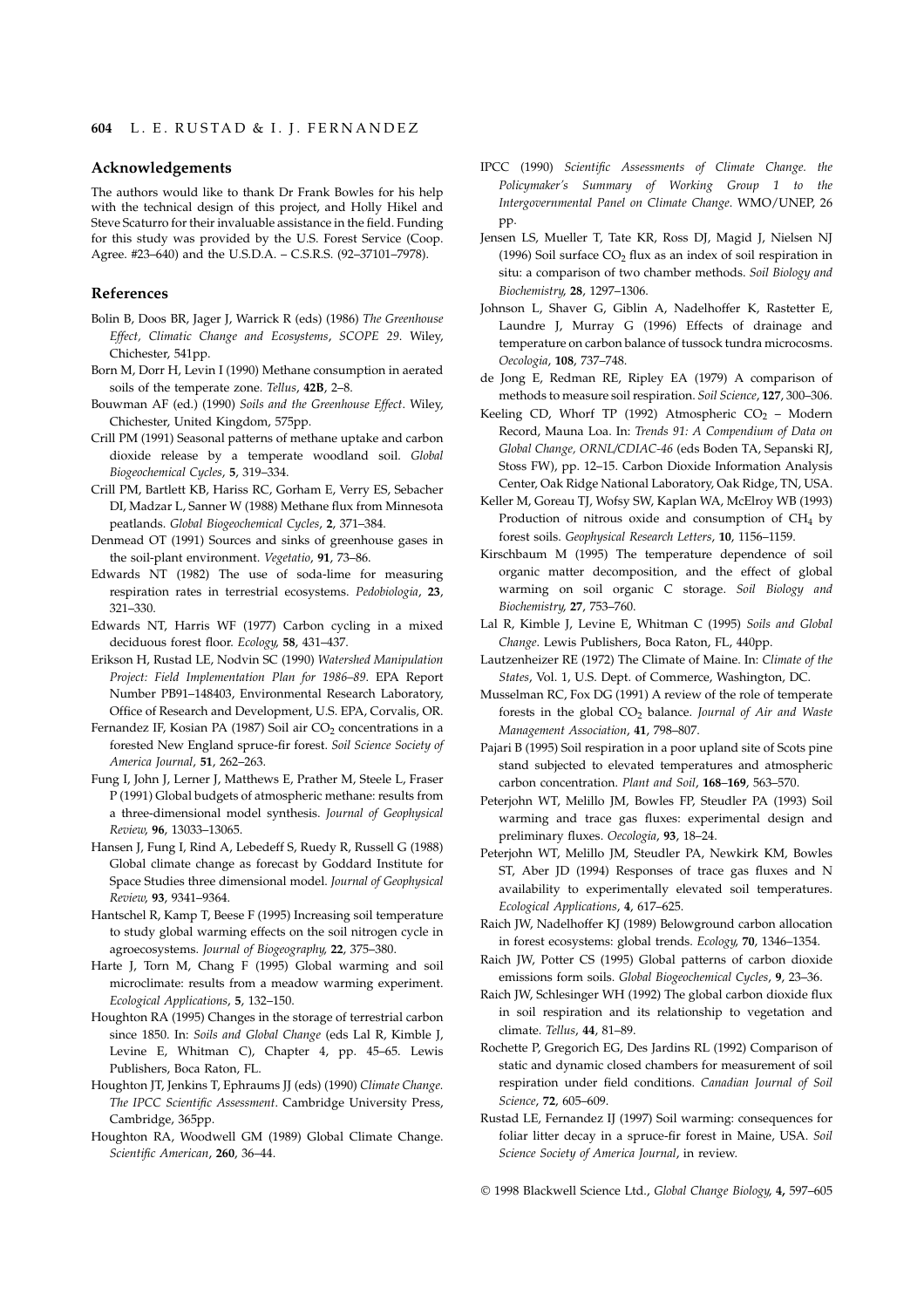## Acknowledgements

The authors would like to thank Dr Frank Bowles for his help with the technical design of this project, and Holly Hikel and Steve Scaturro for their invaluable assistance in the field. Funding for this study was provided by the U.S. Forest Service (Coop. Agree. #23–640) and the U.S.D.A. – C.S.R.S. (92–37101–7978).

## References

Bolin B, Doos BR, Jager J, Warrick R (eds) (1986) *The Greenhouse Effect, Climatic Change and Ecosystems, SCOPE 29*. Wiley, Chichester, 541pp.

Born M, Dorr H, Levin I (1990) Methane consumption in aerated soils of the temperate zone. *Tellus*, **42B**, 2–8.

Bouwman AF (ed.) (1990) *Soils and the Greenhouse Effect*. Wiley, Chichester, United Kingdom, 575pp.

Crill PM (1991) Seasonal patterns of methane uptake and carbon dioxide release by a temperate woodland soil. *Global Biogeochemical Cycles*, **5**, 319–334.

Crill PM, Bartlett KB, Hariss RC, Gorham E, Verry ES, Sebacher DI, Madzar L, Sanner W (1988) Methane flux from Minnesota peatlands. *Global Biogeochemical Cycles*, **2**, 371–384.

Denmead OT (1991) Sources and sinks of greenhouse gases in the soil-plant environment. *Vegetatio*, **91**, 73–86.

Edwards NT (1982) The use of soda-lime for measuring respiration rates in terrestrial ecosystems. *Pedobiologia*, **23**, 321–330.

Edwards NT, Harris WF (1977) Carbon cycling in a mixed deciduous forest floor. *Ecology*, **58**, 431–437.

Erikson H, Rustad LE, Nodvin SC (1990) *Watershed Manipulation Project: Field Implementation Plan for 1986–89*. EPA Report Number PB91–148403, Environmental Research Laboratory, Office of Research and Development, U.S. EPA, Corvalis, OR.

Fernandez IF, Kosian PA (1987) Soil air $CO_2$ concentrations in a forested New England spruce-fir forest. *Soil Science Society of America Journal*, **51**, 262–263.

Fung I, John J, Lerner J, Matthews E, Prather M, Steele L, Fraser P (1991) Global budgets of atmospheric methane: results from a three-dimensional model synthesis. *Journal of Geophysical Review*, **96**, 13033–13065.

Hansen J, Fung I, Rind A, Lebedeff S, Ruedy R, Russell G (1988) Global climate change as forecast by Goddard Institute for Space Studies three dimensional model. *Journal of Geophysical Review*, **93**, 9341–9364.

Hantschel R, Kamp T, Beese F (1995) Increasing soil temperature to study global warming effects on the soil nitrogen cycle in agroecosystems. *Journal of Biogeography*, **22**, 375–380.

Harte J, Torn M, Chang F (1995) Global warming and soil microclimate: results from a meadow warming experiment. *Ecological Applications*, **5**, 132–150.

Houghton RA (1995) Changes in the storage of terrestrial carbon since 1850. In: *Soils and Global Change* (eds Lal R, Kimble J, Levine E, Whitman C), Chapter 4, pp. 45–65. Lewis Publishers, Boca Raton, FL.

Houghton JT, Jenkins T, Ephraums JJ (eds) (1990) *Climate Change. The IPCC Scientific Assessment*. Cambridge University Press, Cambridge, 365pp.

Houghton RA, Woodwell GM (1989) Global Climate Change. *Scientific American*, **260**, 36–44.

IPCC (1990) *Scientific Assessments of Climate Change. the Policymaker's Summary of Working Group 1 to the Intergovernmental Panel on Climate Change*. WMO/UNEP, 26 pp.

Jensen LS, Mueller T, Tate KR, Ross DJ, Magid J, Nielsen NJ (1996) Soil surface $CO_2$ flux as an index of soil respiration in situ: a comparison of two chamber methods. *Soil Biology and Biochemistry*, **28**, 1297–1306.

Johnson L, Shaver G, Giblin A, Nadelhoffer K, Rastetter E, Laundre J, Murray G (1996) Effects of drainage and temperature on carbon balance of tussock tundra microcosms. *Oecologia*, **108**, 737–748.

de Jong E, Redman RE, Ripley EA (1979) A comparison of methods to measure soil respiration. *Soil Science*, **127**, 300–306.

Keeling CD, Whorf TP (1992) Atmospheric $CO_2$ – Modern Record, Mauna Loa. In: *Trends 91: A Compendium of Data on Global Change, ORNL/CDIAC-46* (eds Boden TA, Sepanski RJ, Stoss FW), pp. 12–15. Carbon Dioxide Information Analysis Center, Oak Ridge National Laboratory, Oak Ridge, TN, USA.

Keller M, Goreau TJ, Wofsy SW, Kaplan WA, McElroy WB (1993) Production of nitrous oxide and consumption of $CH_4$ by forest soils. *Geophysical Research Letters*, **10**, 1156–1159.

Kirschbaum M (1995) The temperature dependence of soil organic matter decomposition, and the effect of global warming on soil organic C storage. *Soil Biology and Biochemistry*, **27**, 753–760.

Lal R, Kimble J, Levine E, Whitman C (1995) *Soils and Global Change*. Lewis Publishers, Boca Raton, FL, 440pp.

Lautzenheizer RE (1972) The Climate of Maine. In: *Climate of the States*, Vol. 1, U.S. Dept. of Commerce, Washington, DC.

Musselman RC, Fox DG (1991) A review of the role of temperate forests in the global $CO_2$ balance. *Journal of Air and Waste Management Association*, **41**, 798–807.

Pajari B (1995) Soil respiration in a poor upland site of Scots pine stand subjected to elevated temperatures and atmospheric carbon concentration. *Plant and Soil*, **168–169**, 563–570.

Peterjohn WT, Melillo JM, Bowles FP, Steudler PA (1993) Soil warming and trace gas fluxes: experimental design and preliminary fluxes. *Oecologia*, **93**, 18–24.

Peterjohn WT, Melillo JM, Steudler PA, Newkirk KM, Bowles ST, Aber JD (1994) Responses of trace gas fluxes and N availability to experimentally elevated soil temperatures. *Ecological Applications*, **4**, 617–625.

Raich JW, Nadelhoffer KJ (1989) Belowground carbon allocation in forest ecosystems: global trends. *Ecology*, **70**, 1346–1354.

Raich JW, Potter CS (1995) Global patterns of carbon dioxide emissions form soils. *Global Biogeochemical Cycles*, **9**, 23–36.

Raich JW, Schlesinger WH (1992) The global carbon dioxide flux in soil respiration and its relationship to vegetation and climate. *Tellus*, **44**, 81–89.

Rochette P, Gregorich EG, Des Jardins RL (1992) Comparison of static and dynamic closed chambers for measurement of soil respiration under field conditions. *Canadian Journal of Soil Science*, **72**, 605–609.

Rustad LE, Fernandez IJ (1997) Soil warming: consequences for foliar litter decay in a spruce-fir forest in Maine, USA. *Soil Science Society of America Journal*, in review.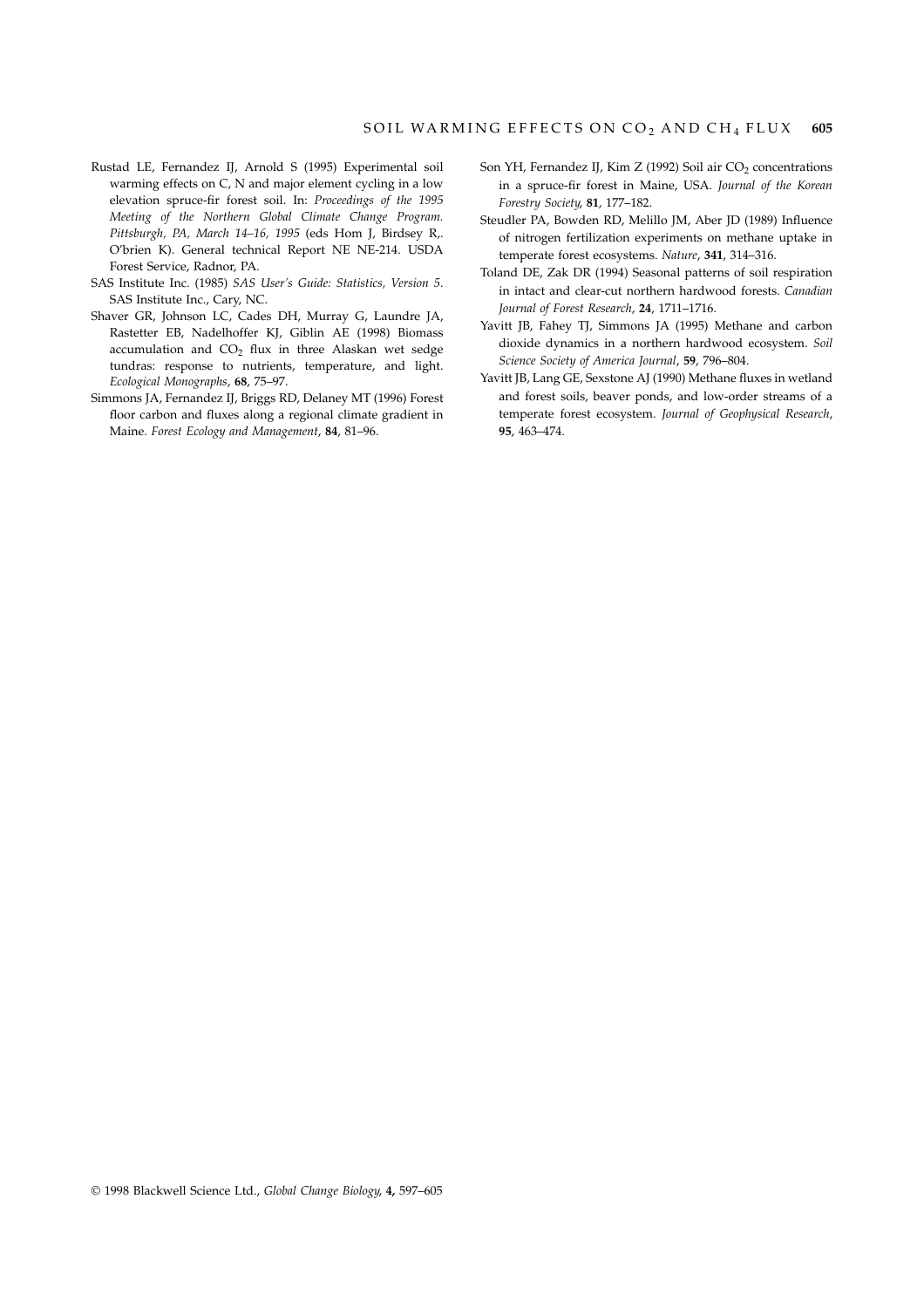Rustad LE, Fernandez IJ, Arnold S (1995) Experimental soil warming effects on C, N and major element cycling in a low elevation spruce-fir forest soil. In: *Proceedings of the 1995 Meeting of the Northern Global Climate Change Program. Pittsburgh, PA, March 14–16, 1995* (eds Hom J, Birdsey R,. O'brien K). General technical Report NE NE-214. USDA Forest Service, Radnor, PA.

SAS Institute Inc. (1985) *SAS User's Guide: Statistics, Version 5*. SAS Institute Inc., Cary, NC.

Shaver GR, Johnson LC, Cades DH, Murray G, Laundre JA, Rastetter EB, Nadelhoffer KJ, Giblin AE (1998) Biomass accumulation and $CO_2$ flux in three Alaskan wet sedge tundras: response to nutrients, temperature, and light. *Ecological Monographs*, **68**, 75–97.

Simmons JA, Fernandez IJ, Briggs RD, Delaney MT (1996) Forest floor carbon and fluxes along a regional climate gradient in Maine. *Forest Ecology and Management*, **84**, 81–96.

Son YH, Fernandez IJ, Kim Z (1992) Soil air $CO_2$ concentrations in a spruce-fir forest in Maine, USA. *Journal of the Korean Forestry Society*, **81**, 177–182.

Steudler PA, Bowden RD, Melillo JM, Aber JD (1989) Influence of nitrogen fertilization experiments on methane uptake in temperate forest ecosystems. *Nature*, **341**, 314–316.

Toland DE, Zak DR (1994) Seasonal patterns of soil respiration in intact and clear-cut northern hardwood forests. *Canadian Journal of Forest Research*, **24**, 1711–1716.

Yavitt JB, Fahey TJ, Simmons JA (1995) Methane and carbon dioxide dynamics in a northern hardwood ecosystem. *Soil Science Society of America Journal*, **59**, 796–804.

Yavitt JB, Lang GE, Sexstone AJ (1990) Methane fluxes in wetland and forest soils, beaver ponds, and low-order streams of a temperate forest ecosystem. *Journal of Geophysical Research*, **95**, 463–474.